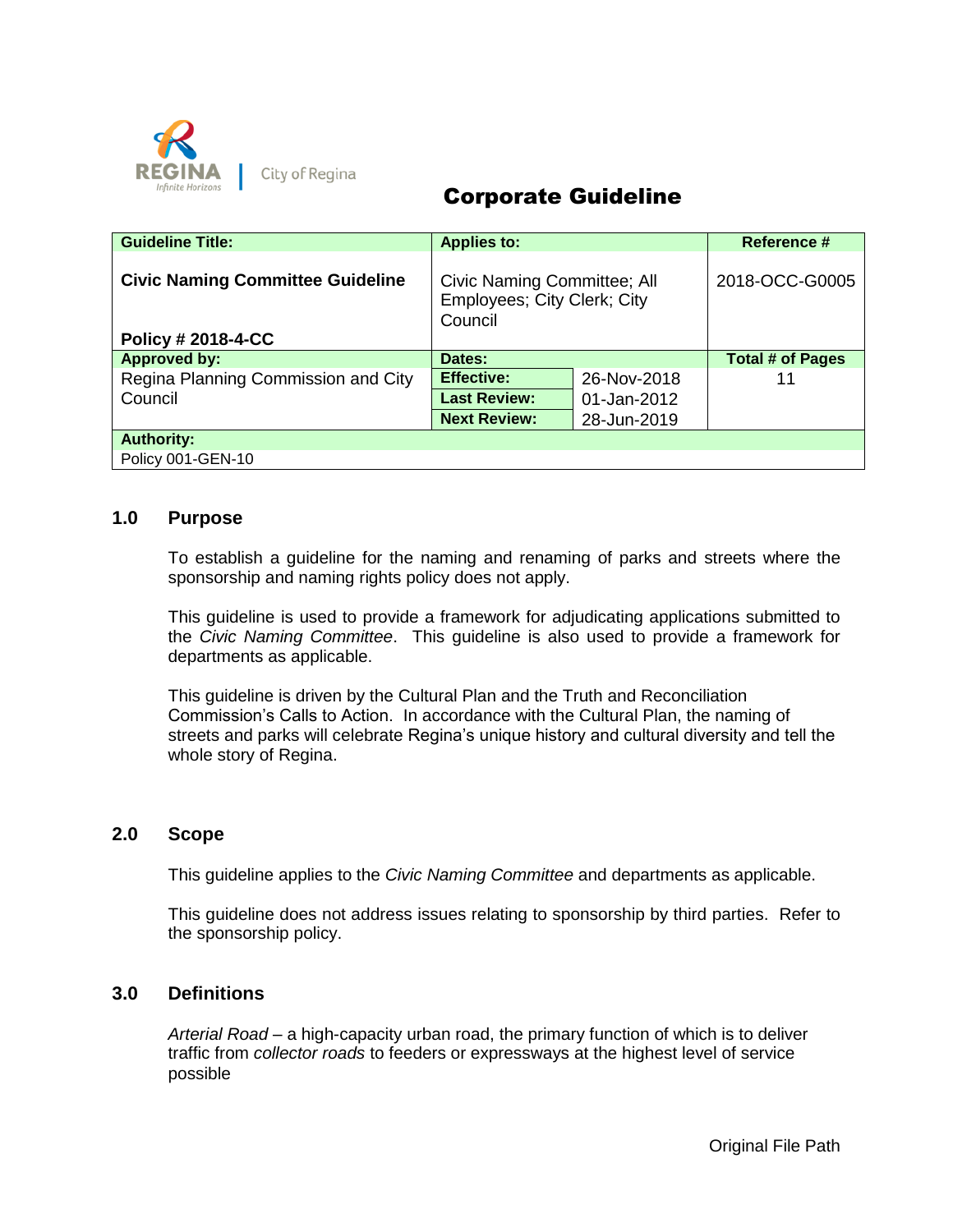City of Regina

# Corporate Guideline

| Guideline Title: | Applies to: | | Reference # |
|---|---|---|---|
| **Civic Naming Committee Guideline**<br><br>**Policy # 2018-4-CC** | Civic Naming Committee; All Employees; City Clerk; City Council | | 2018-OCC-G0005 |
| **Approved by:** | **Dates:** | | **Total # of Pages** |
| Regina Planning Commission and City Council | **Effective:** | 26-Nov-2018 | 11 |
| | **Last Review:** | 01-Jan-2012 | |
| | **Next Review:** | 28-Jun-2019 | |
| **Authority:** | | | |
| Policy 001-GEN-10 | | | |

## 1.0 Purpose

To establish a guideline for the naming and renaming of parks and streets where the sponsorship and naming rights policy does not apply.

This guideline is used to provide a framework for adjudicating applications submitted to the *Civic Naming Committee*. This guideline is also used to provide a framework for departments as applicable.

This guideline is driven by the Cultural Plan and the Truth and Reconciliation Commission's Calls to Action. In accordance with the Cultural Plan, the naming of streets and parks will celebrate Regina's unique history and cultural diversity and tell the whole story of Regina.

## 2.0 Scope

This guideline applies to the *Civic Naming Committee* and departments as applicable.

This guideline does not address issues relating to sponsorship by third parties. Refer to the sponsorship policy.

## 3.0 Definitions

*Arterial Road* – a high-capacity urban road, the primary function of which is to deliver traffic from *collector roads* to feeders or expressways at the highest level of service possible

Original File Path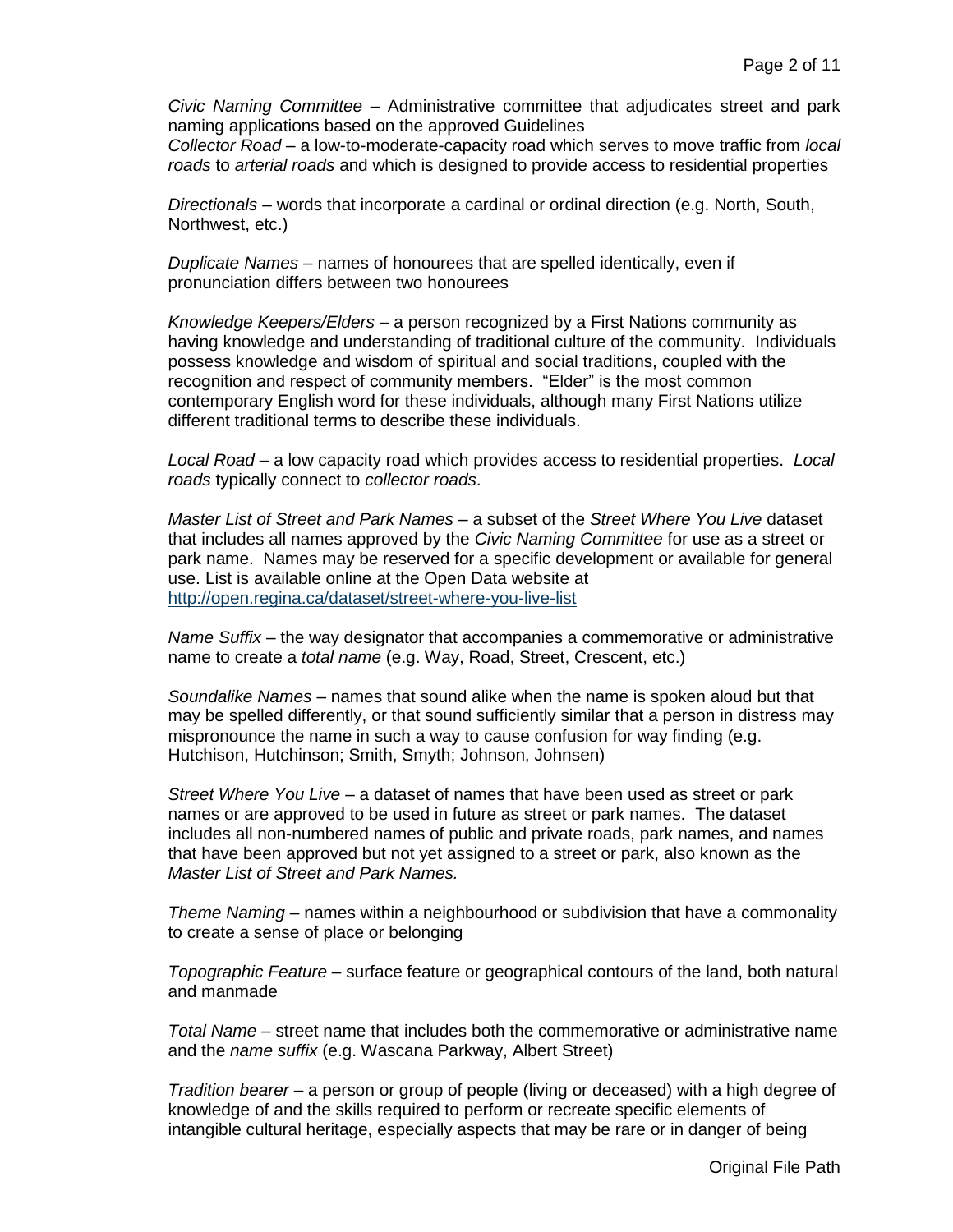*Civic Naming Committee* – Administrative committee that adjudicates street and park naming applications based on the approved Guidelines

*Collector Road* – a low-to-moderate-capacity road which serves to move traffic from *local roads* to *arterial roads* and which is designed to provide access to residential properties

*Directionals* – words that incorporate a cardinal or ordinal direction (e.g. North, South, Northwest, etc.)

*Duplicate Names* – names of honourees that are spelled identically, even if pronunciation differs between two honourees

*Knowledge Keepers/Elders* – a person recognized by a First Nations community as having knowledge and understanding of traditional culture of the community. Individuals possess knowledge and wisdom of spiritual and social traditions, coupled with the recognition and respect of community members. "Elder" is the most common contemporary English word for these individuals, although many First Nations utilize different traditional terms to describe these individuals.

*Local Road* – a low capacity road which provides access to residential properties. *Local roads* typically connect to *collector roads*.

*Master List of Street and Park Names* – a subset of the *Street Where You Live* dataset that includes all names approved by the *Civic Naming Committee* for use as a street or park name. Names may be reserved for a specific development or available for general use. List is available online at the Open Data website at http://open.regina.ca/dataset/street-where-you-live-list

*Name Suffix* – the way designator that accompanies a commemorative or administrative name to create a *total name* (e.g. Way, Road, Street, Crescent, etc.)

*Soundalike Names* – names that sound alike when the name is spoken aloud but that may be spelled differently, or that sound sufficiently similar that a person in distress may mispronounce the name in such a way to cause confusion for way finding (e.g. Hutchison, Hutchinson; Smith, Smyth; Johnson, Johnsen)

*Street Where You Live* – a dataset of names that have been used as street or park names or are approved to be used in future as street or park names. The dataset includes all non-numbered names of public and private roads, park names, and names that have been approved but not yet assigned to a street or park, also known as the *Master List of Street and Park Names.*

*Theme Naming* – names within a neighbourhood or subdivision that have a commonality to create a sense of place or belonging

*Topographic Feature* – surface feature or geographical contours of the land, both natural and manmade

*Total Name* – street name that includes both the commemorative or administrative name and the *name suffix* (e.g. Wascana Parkway, Albert Street)

*Tradition bearer* – a person or group of people (living or deceased) with a high degree of knowledge of and the skills required to perform or recreate specific elements of intangible cultural heritage, especially aspects that may be rare or in danger of being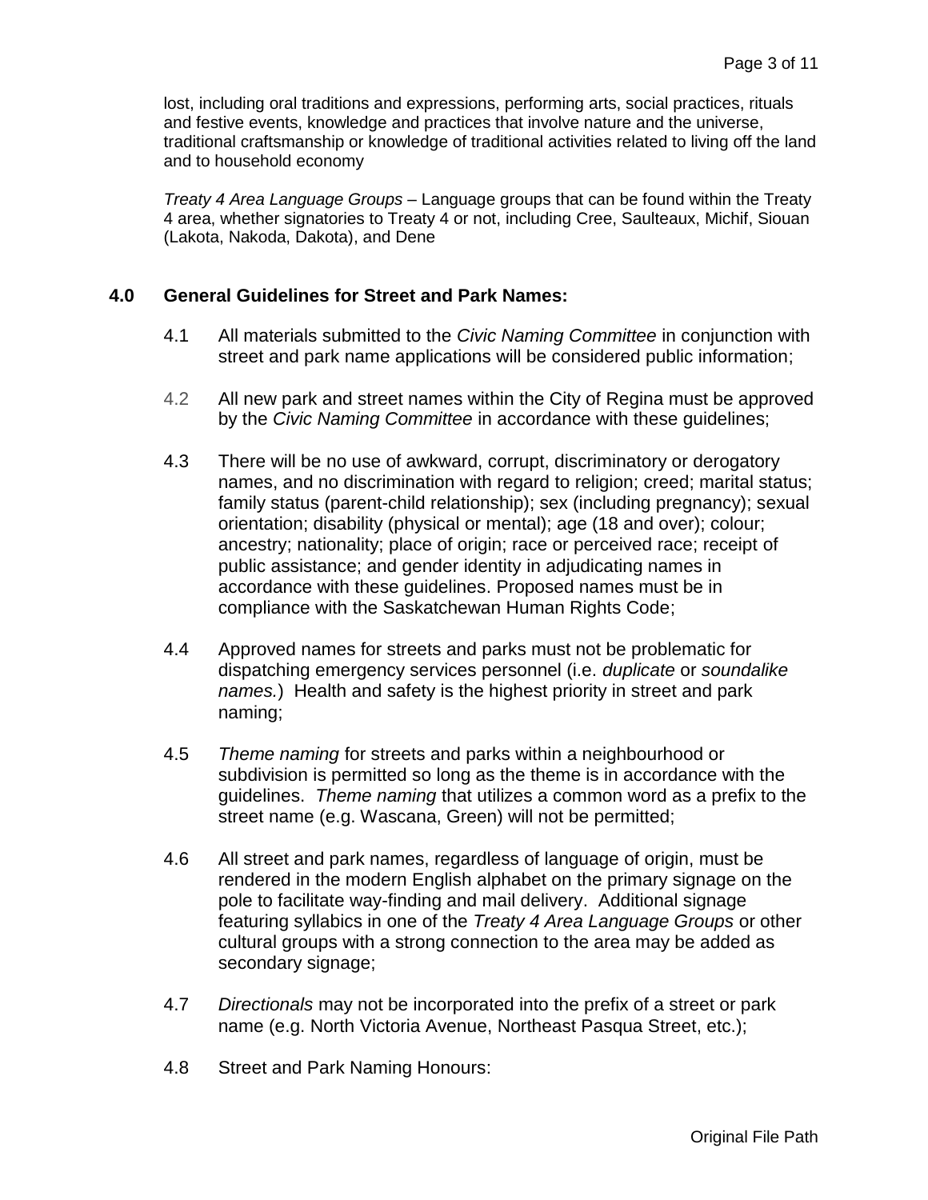lost, including oral traditions and expressions, performing arts, social practices, rituals and festive events, knowledge and practices that involve nature and the universe, traditional craftsmanship or knowledge of traditional activities related to living off the land and to household economy

*Treaty 4 Area Language Groups* – Language groups that can be found within the Treaty 4 area, whether signatories to Treaty 4 or not, including Cree, Saulteaux, Michif, Siouan (Lakota, Nakoda, Dakota), and Dene

## 4.0 General Guidelines for Street and Park Names:

4.1 All materials submitted to the *Civic Naming Committee* in conjunction with street and park name applications will be considered public information;

4.2 All new park and street names within the City of Regina must be approved by the *Civic Naming Committee* in accordance with these guidelines;

4.3 There will be no use of awkward, corrupt, discriminatory or derogatory names, and no discrimination with regard to religion; creed; marital status; family status (parent-child relationship); sex (including pregnancy); sexual orientation; disability (physical or mental); age (18 and over); colour; ancestry; nationality; place of origin; race or perceived race; receipt of public assistance; and gender identity in adjudicating names in accordance with these guidelines. Proposed names must be in compliance with the Saskatchewan Human Rights Code;

4.4 Approved names for streets and parks must not be problematic for dispatching emergency services personnel (i.e. *duplicate* or *soundalike names.*) Health and safety is the highest priority in street and park naming;

4.5 *Theme naming* for streets and parks within a neighbourhood or subdivision is permitted so long as the theme is in accordance with the guidelines. *Theme naming* that utilizes a common word as a prefix to the street name (e.g. Wascana, Green) will not be permitted;

4.6 All street and park names, regardless of language of origin, must be rendered in the modern English alphabet on the primary signage on the pole to facilitate way-finding and mail delivery. Additional signage featuring syllabics in one of the *Treaty 4 Area Language Groups* or other cultural groups with a strong connection to the area may be added as secondary signage;

4.7 *Directionals* may not be incorporated into the prefix of a street or park name (e.g. North Victoria Avenue, Northeast Pasqua Street, etc.);

4.8 Street and Park Naming Honours: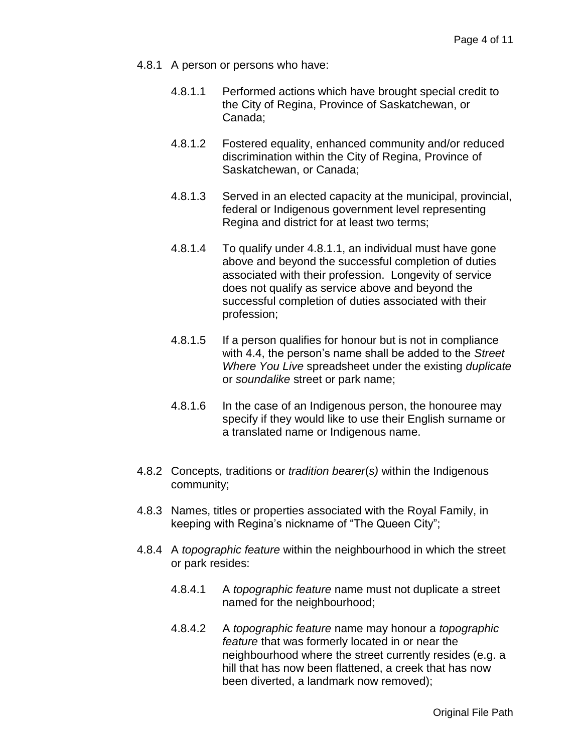4.8.1 A person or persons who have:

- 4.8.1.1 Performed actions which have brought special credit to the City of Regina, Province of Saskatchewan, or Canada;

- 4.8.1.2 Fostered equality, enhanced community and/or reduced discrimination within the City of Regina, Province of Saskatchewan, or Canada;

- 4.8.1.3 Served in an elected capacity at the municipal, provincial, federal or Indigenous government level representing Regina and district for at least two terms;

- 4.8.1.4 To qualify under 4.8.1.1, an individual must have gone above and beyond the successful completion of duties associated with their profession. Longevity of service does not qualify as service above and beyond the successful completion of duties associated with their profession;

- 4.8.1.5 If a person qualifies for honour but is not in compliance with 4.4, the person's name shall be added to the *Street Where You Live* spreadsheet under the existing *duplicate* or *soundalike* street or park name;

- 4.8.1.6 In the case of an Indigenous person, the honouree may specify if they would like to use their English surname or a translated name or Indigenous name.

4.8.2 Concepts, traditions or *tradition bearer(s)* within the Indigenous community;

4.8.3 Names, titles or properties associated with the Royal Family, in keeping with Regina's nickname of "The Queen City";

4.8.4 A *topographic feature* within the neighbourhood in which the street or park resides:

- 4.8.4.1 A *topographic feature* name must not duplicate a street named for the neighbourhood;

- 4.8.4.2 A *topographic feature* name may honour a *topographic feature* that was formerly located in or near the neighbourhood where the street currently resides (e.g. a hill that has now been flattened, a creek that has now been diverted, a landmark now removed);

Original File Path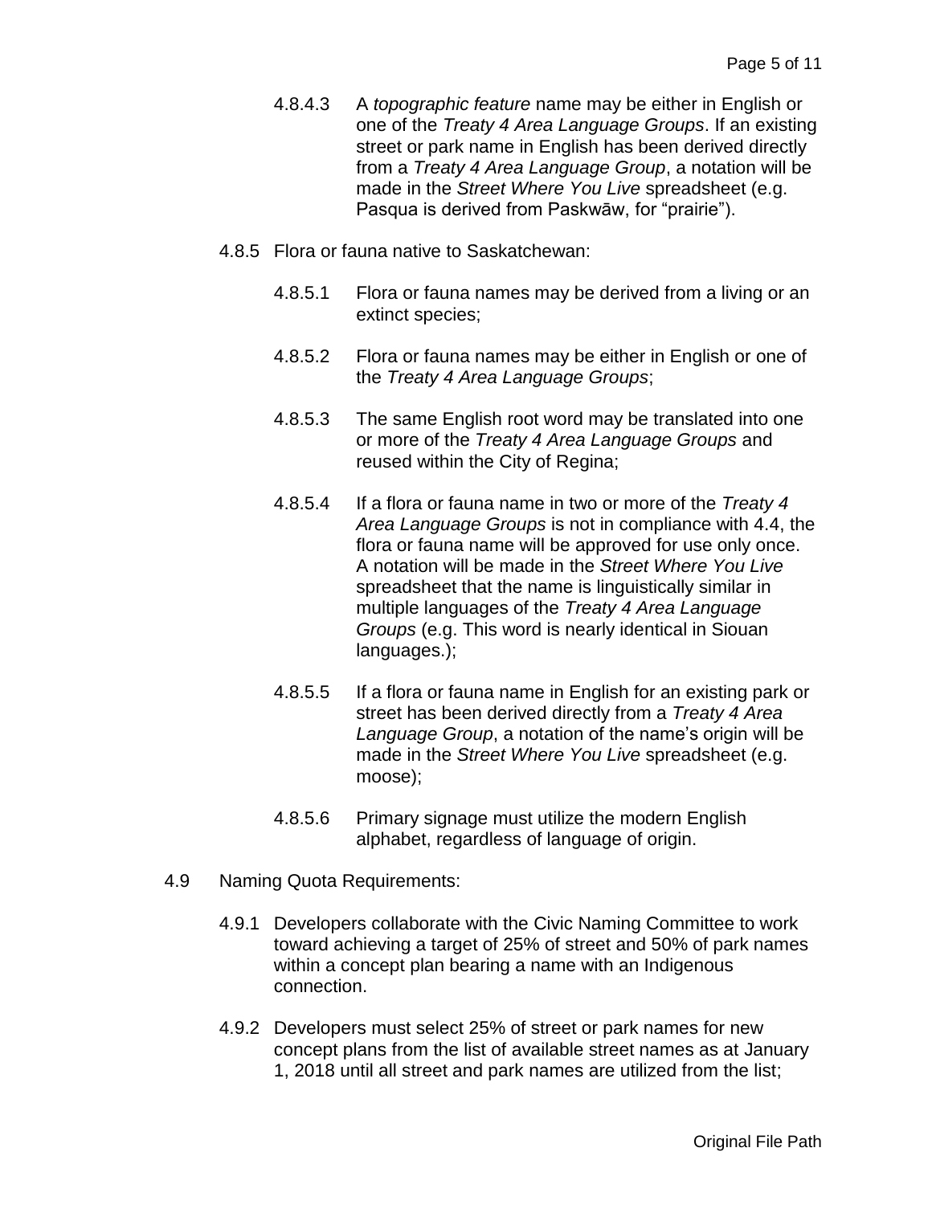4.8.4.3 A *topographic feature* name may be either in English or one of the *Treaty 4 Area Language Groups*. If an existing street or park name in English has been derived directly from a *Treaty 4 Area Language Group*, a notation will be made in the *Street Where You Live* spreadsheet (e.g. Pasqua is derived from Paskwāw, for "prairie").

4.8.5 Flora or fauna native to Saskatchewan:

4.8.5.1 Flora or fauna names may be derived from a living or an extinct species;

4.8.5.2 Flora or fauna names may be either in English or one of the *Treaty 4 Area Language Groups*;

4.8.5.3 The same English root word may be translated into one or more of the *Treaty 4 Area Language Groups* and reused within the City of Regina;

4.8.5.4 If a flora or fauna name in two or more of the *Treaty 4 Area Language Groups* is not in compliance with 4.4, the flora or fauna name will be approved for use only once. A notation will be made in the *Street Where You Live* spreadsheet that the name is linguistically similar in multiple languages of the *Treaty 4 Area Language Groups* (e.g. This word is nearly identical in Siouan languages.);

4.8.5.5 If a flora or fauna name in English for an existing park or street has been derived directly from a *Treaty 4 Area Language Group*, a notation of the name's origin will be made in the *Street Where You Live* spreadsheet (e.g. moose);

4.8.5.6 Primary signage must utilize the modern English alphabet, regardless of language of origin.

4.9 Naming Quota Requirements:

4.9.1 Developers collaborate with the Civic Naming Committee to work toward achieving a target of 25% of street and 50% of park names within a concept plan bearing a name with an Indigenous connection.

4.9.2 Developers must select 25% of street or park names for new concept plans from the list of available street names as at January 1, 2018 until all street and park names are utilized from the list;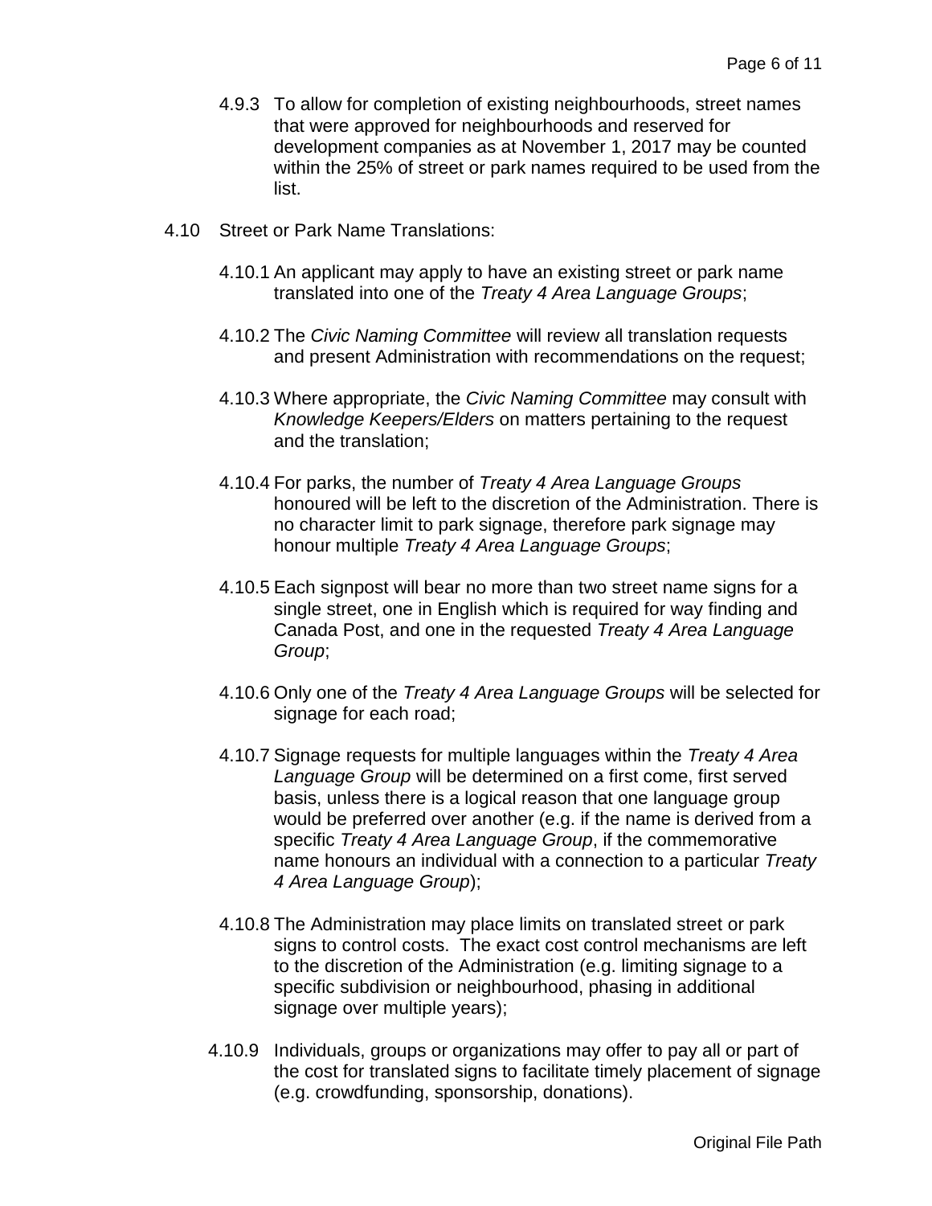4.9.3 To allow for completion of existing neighbourhoods, street names that were approved for neighbourhoods and reserved for development companies as at November 1, 2017 may be counted within the 25% of street or park names required to be used from the list.

4.10 Street or Park Name Translations:

4.10.1 An applicant may apply to have an existing street or park name translated into one of the *Treaty 4 Area Language Groups*;

4.10.2 The *Civic Naming Committee* will review all translation requests and present Administration with recommendations on the request;

4.10.3 Where appropriate, the *Civic Naming Committee* may consult with *Knowledge Keepers/Elders* on matters pertaining to the request and the translation;

4.10.4 For parks, the number of *Treaty 4 Area Language Groups* honoured will be left to the discretion of the Administration. There is no character limit to park signage, therefore park signage may honour multiple *Treaty 4 Area Language Groups*;

4.10.5 Each signpost will bear no more than two street name signs for a single street, one in English which is required for way finding and Canada Post, and one in the requested *Treaty 4 Area Language Group*;

4.10.6 Only one of the *Treaty 4 Area Language Groups* will be selected for signage for each road;

4.10.7 Signage requests for multiple languages within the *Treaty 4 Area Language Group* will be determined on a first come, first served basis, unless there is a logical reason that one language group would be preferred over another (e.g. if the name is derived from a specific *Treaty 4 Area Language Group*, if the commemorative name honours an individual with a connection to a particular *Treaty 4 Area Language Group*);

4.10.8 The Administration may place limits on translated street or park signs to control costs. The exact cost control mechanisms are left to the discretion of the Administration (e.g. limiting signage to a specific subdivision or neighbourhood, phasing in additional signage over multiple years);

4.10.9 Individuals, groups or organizations may offer to pay all or part of the cost for translated signs to facilitate timely placement of signage (e.g. crowdfunding, sponsorship, donations).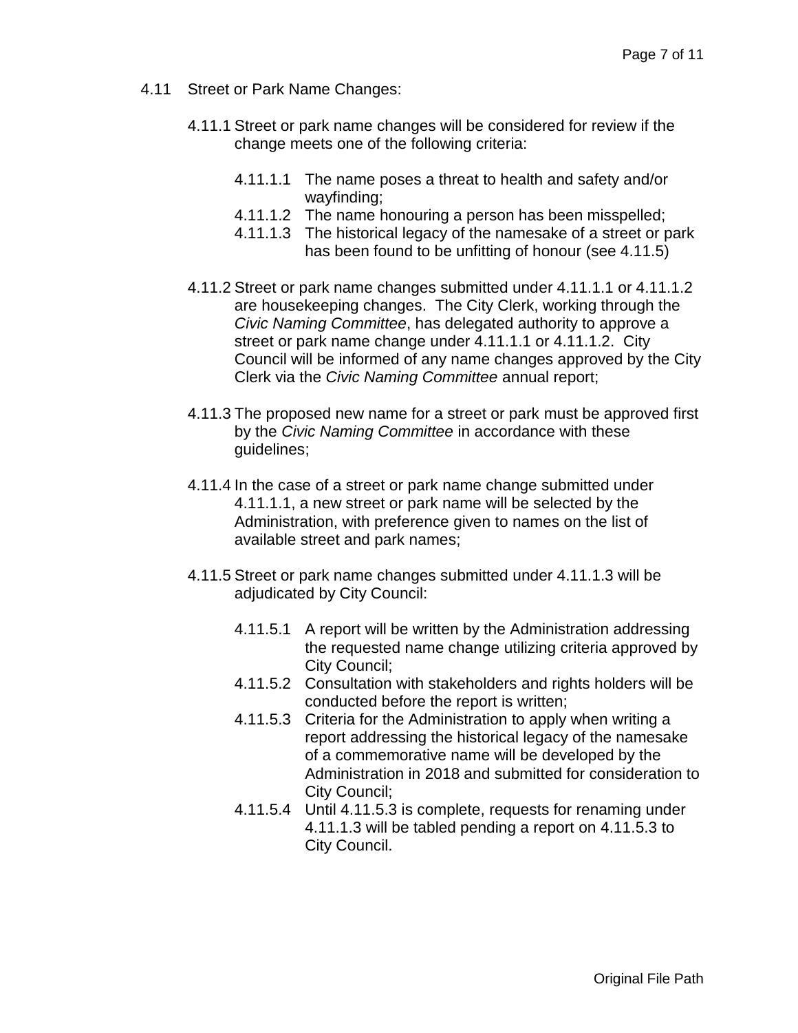4.11 Street or Park Name Changes:

4.11.1 Street or park name changes will be considered for review if the change meets one of the following criteria:

- 4.11.1.1 The name poses a threat to health and safety and/or wayfinding;
- 4.11.1.2 The name honouring a person has been misspelled;
- 4.11.1.3 The historical legacy of the namesake of a street or park has been found to be unfitting of honour (see 4.11.5)

4.11.2 Street or park name changes submitted under 4.11.1.1 or 4.11.1.2 are housekeeping changes. The City Clerk, working through the *Civic Naming Committee*, has delegated authority to approve a street or park name change under 4.11.1.1 or 4.11.1.2. City Council will be informed of any name changes approved by the City Clerk via the *Civic Naming Committee* annual report;

4.11.3 The proposed new name for a street or park must be approved first by the *Civic Naming Committee* in accordance with these guidelines;

4.11.4 In the case of a street or park name change submitted under 4.11.1.1, a new street or park name will be selected by the Administration, with preference given to names on the list of available street and park names;

4.11.5 Street or park name changes submitted under 4.11.1.3 will be adjudicated by City Council:

- 4.11.5.1 A report will be written by the Administration addressing the requested name change utilizing criteria approved by City Council;
- 4.11.5.2 Consultation with stakeholders and rights holders will be conducted before the report is written;
- 4.11.5.3 Criteria for the Administration to apply when writing a report addressing the historical legacy of the namesake of a commemorative name will be developed by the Administration in 2018 and submitted for consideration to City Council;
- 4.11.5.4 Until 4.11.5.3 is complete, requests for renaming under 4.11.1.3 will be tabled pending a report on 4.11.5.3 to City Council.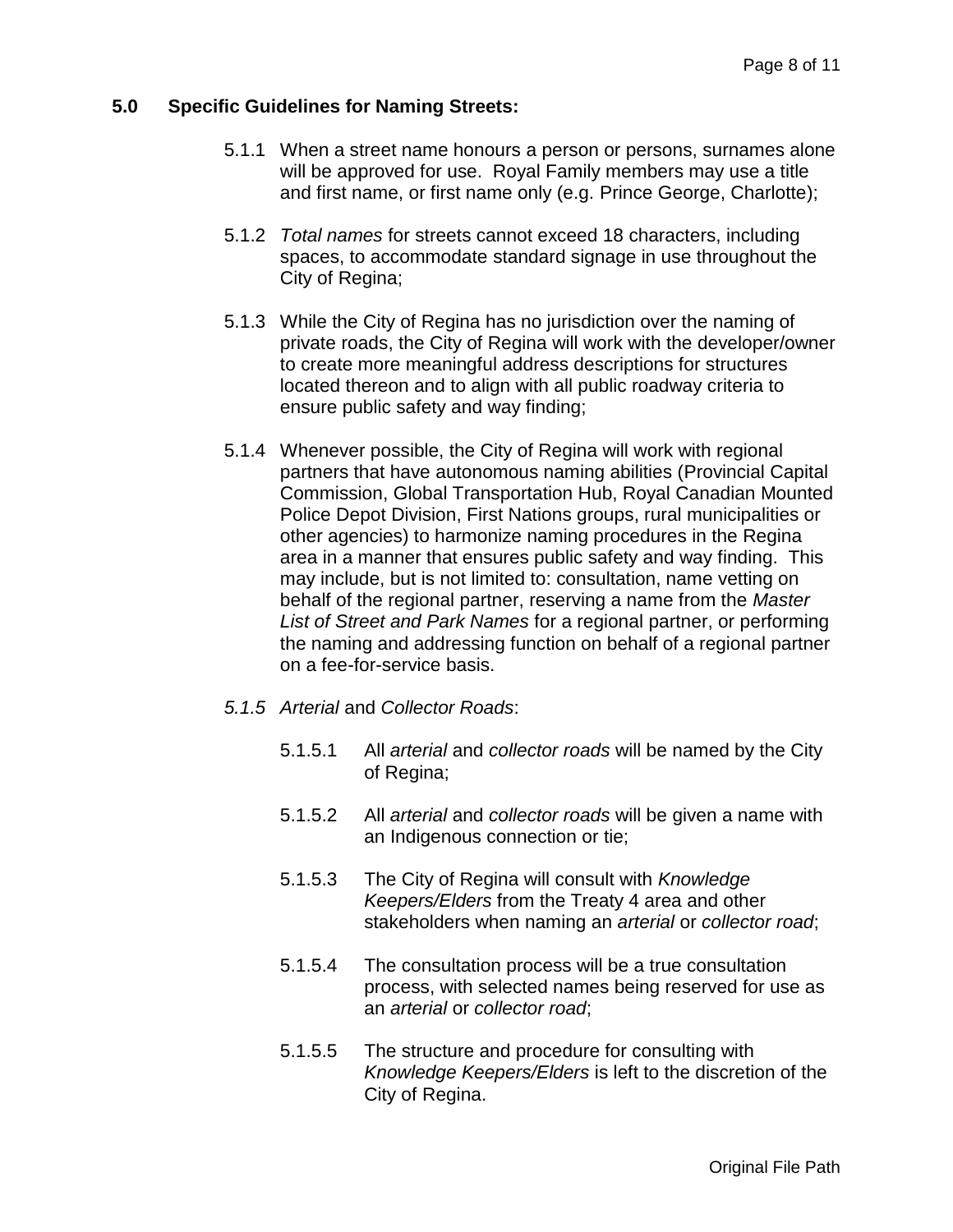## 5.0 Specific Guidelines for Naming Streets:

5.1.1 When a street name honours a person or persons, surnames alone will be approved for use. Royal Family members may use a title and first name, or first name only (e.g. Prince George, Charlotte);

5.1.2 *Total names* for streets cannot exceed 18 characters, including spaces, to accommodate standard signage in use throughout the City of Regina;

5.1.3 While the City of Regina has no jurisdiction over the naming of private roads, the City of Regina will work with the developer/owner to create more meaningful address descriptions for structures located thereon and to align with all public roadway criteria to ensure public safety and way finding;

5.1.4 Whenever possible, the City of Regina will work with regional partners that have autonomous naming abilities (Provincial Capital Commission, Global Transportation Hub, Royal Canadian Mounted Police Depot Division, First Nations groups, rural municipalities or other agencies) to harmonize naming procedures in the Regina area in a manner that ensures public safety and way finding. This may include, but is not limited to: consultation, name vetting on behalf of the regional partner, reserving a name from the *Master List of Street and Park Names* for a regional partner, or performing the naming and addressing function on behalf of a regional partner on a fee-for-service basis.

*5.1.5 Arterial* and *Collector Roads*:

5.1.5.1 All *arterial* and *collector roads* will be named by the City of Regina;

5.1.5.2 All *arterial* and *collector roads* will be given a name with an Indigenous connection or tie;

5.1.5.3 The City of Regina will consult with *Knowledge Keepers/Elders* from the Treaty 4 area and other stakeholders when naming an *arterial* or *collector road*;

5.1.5.4 The consultation process will be a true consultation process, with selected names being reserved for use as an *arterial* or *collector road*;

5.1.5.5 The structure and procedure for consulting with *Knowledge Keepers/Elders* is left to the discretion of the City of Regina.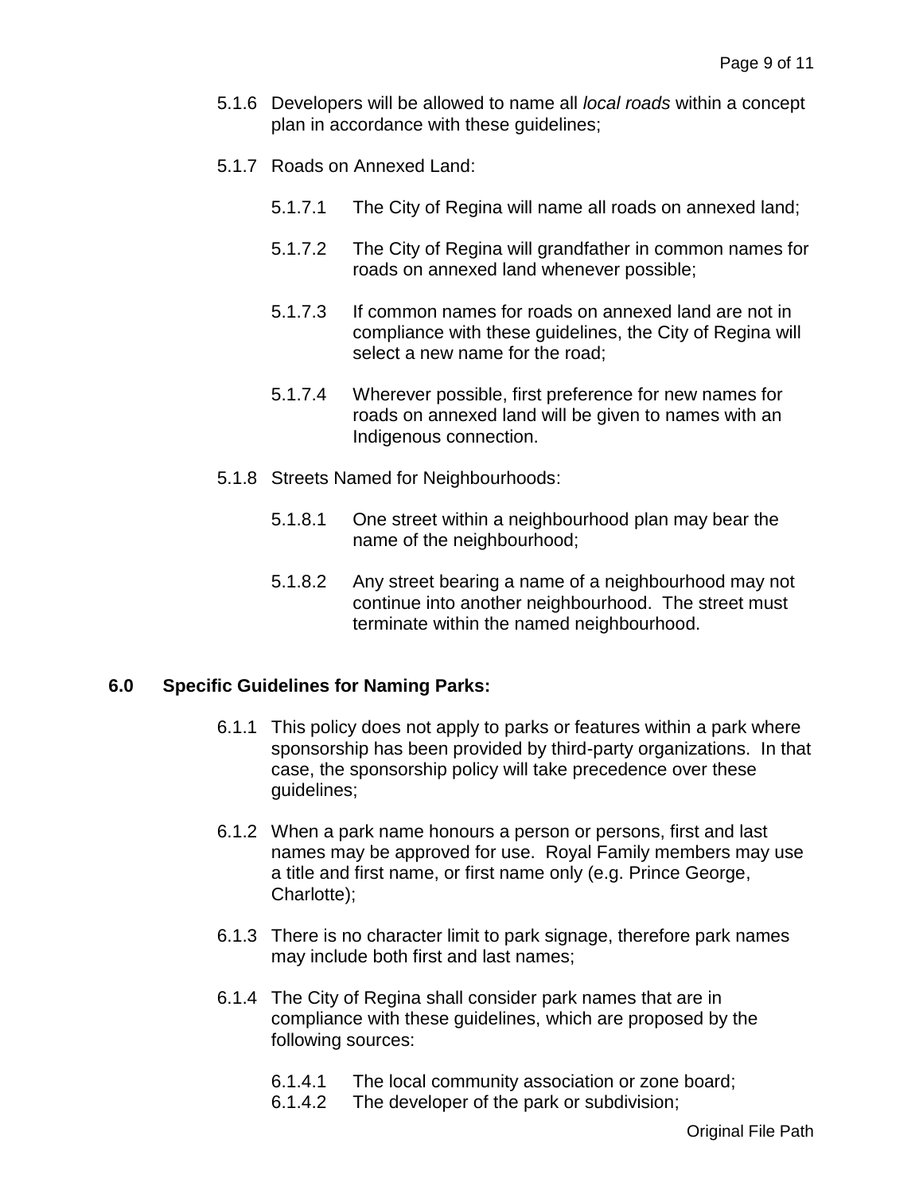5.1.6 Developers will be allowed to name all *local roads* within a concept plan in accordance with these guidelines;

5.1.7 Roads on Annexed Land:

- 5.1.7.1 The City of Regina will name all roads on annexed land;
- 5.1.7.2 The City of Regina will grandfather in common names for roads on annexed land whenever possible;
- 5.1.7.3 If common names for roads on annexed land are not in compliance with these guidelines, the City of Regina will select a new name for the road;
- 5.1.7.4 Wherever possible, first preference for new names for roads on annexed land will be given to names with an Indigenous connection.

5.1.8 Streets Named for Neighbourhoods:

- 5.1.8.1 One street within a neighbourhood plan may bear the name of the neighbourhood;
- 5.1.8.2 Any street bearing a name of a neighbourhood may not continue into another neighbourhood. The street must terminate within the named neighbourhood.

## 6.0 Specific Guidelines for Naming Parks:

6.1.1 This policy does not apply to parks or features within a park where sponsorship has been provided by third-party organizations. In that case, the sponsorship policy will take precedence over these guidelines;

6.1.2 When a park name honours a person or persons, first and last names may be approved for use. Royal Family members may use a title and first name, or first name only (e.g. Prince George, Charlotte);

6.1.3 There is no character limit to park signage, therefore park names may include both first and last names;

6.1.4 The City of Regina shall consider park names that are in compliance with these guidelines, which are proposed by the following sources:

- 6.1.4.1 The local community association or zone board;
- 6.1.4.2 The developer of the park or subdivision;

Original File Path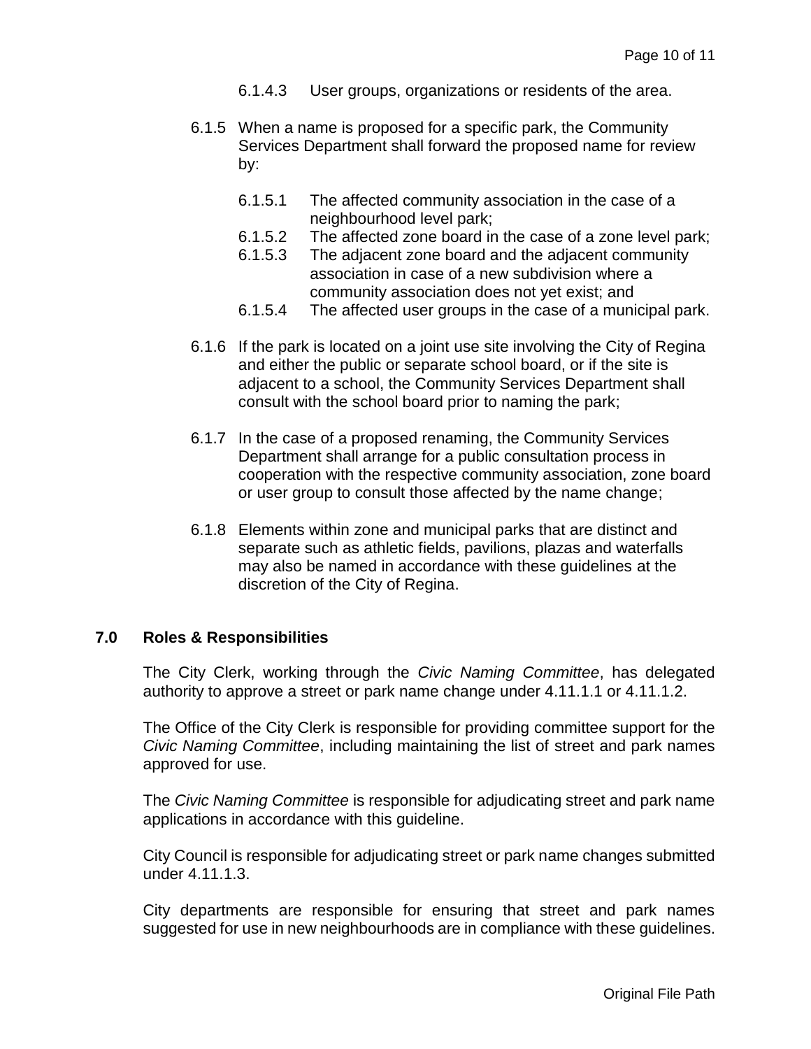6.1.4.3 User groups, organizations or residents of the area.

6.1.5 When a name is proposed for a specific park, the Community Services Department shall forward the proposed name for review by:

6.1.5.1 The affected community association in the case of a neighbourhood level park;
6.1.5.2 The affected zone board in the case of a zone level park;
6.1.5.3 The adjacent zone board and the adjacent community association in case of a new subdivision where a community association does not yet exist; and
6.1.5.4 The affected user groups in the case of a municipal park.

6.1.6 If the park is located on a joint use site involving the City of Regina and either the public or separate school board, or if the site is adjacent to a school, the Community Services Department shall consult with the school board prior to naming the park;

6.1.7 In the case of a proposed renaming, the Community Services Department shall arrange for a public consultation process in cooperation with the respective community association, zone board or user group to consult those affected by the name change;

6.1.8 Elements within zone and municipal parks that are distinct and separate such as athletic fields, pavilions, plazas and waterfalls may also be named in accordance with these guidelines at the discretion of the City of Regina.

## 7.0 Roles & Responsibilities

The City Clerk, working through the *Civic Naming Committee*, has delegated authority to approve a street or park name change under 4.11.1.1 or 4.11.1.2.

The Office of the City Clerk is responsible for providing committee support for the *Civic Naming Committee*, including maintaining the list of street and park names approved for use.

The *Civic Naming Committee* is responsible for adjudicating street and park name applications in accordance with this guideline.

City Council is responsible for adjudicating street or park name changes submitted under 4.11.1.3.

City departments are responsible for ensuring that street and park names suggested for use in new neighbourhoods are in compliance with these guidelines.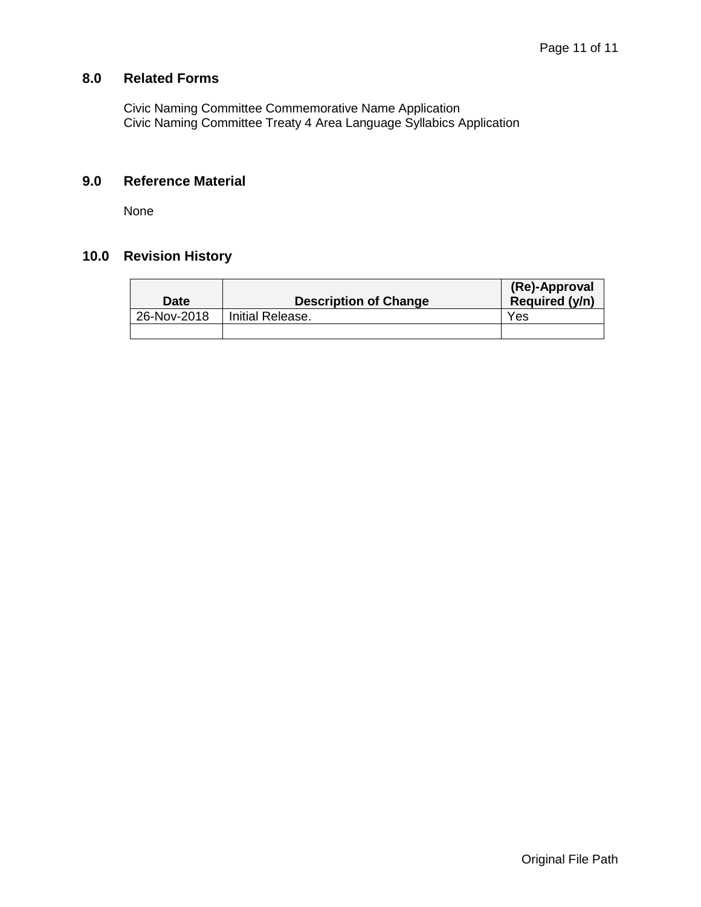## 8.0 Related Forms

Civic Naming Committee Commemorative Name Application
Civic Naming Committee Treaty 4 Area Language Syllabics Application

## 9.0 Reference Material

None

## 10.0 Revision History

| Date | Description of Change | (Re)-Approval Required (y/n) |
|---|---|---|
| 26-Nov-2018 | Initial Release. | Yes |
| | | |

Original File Path